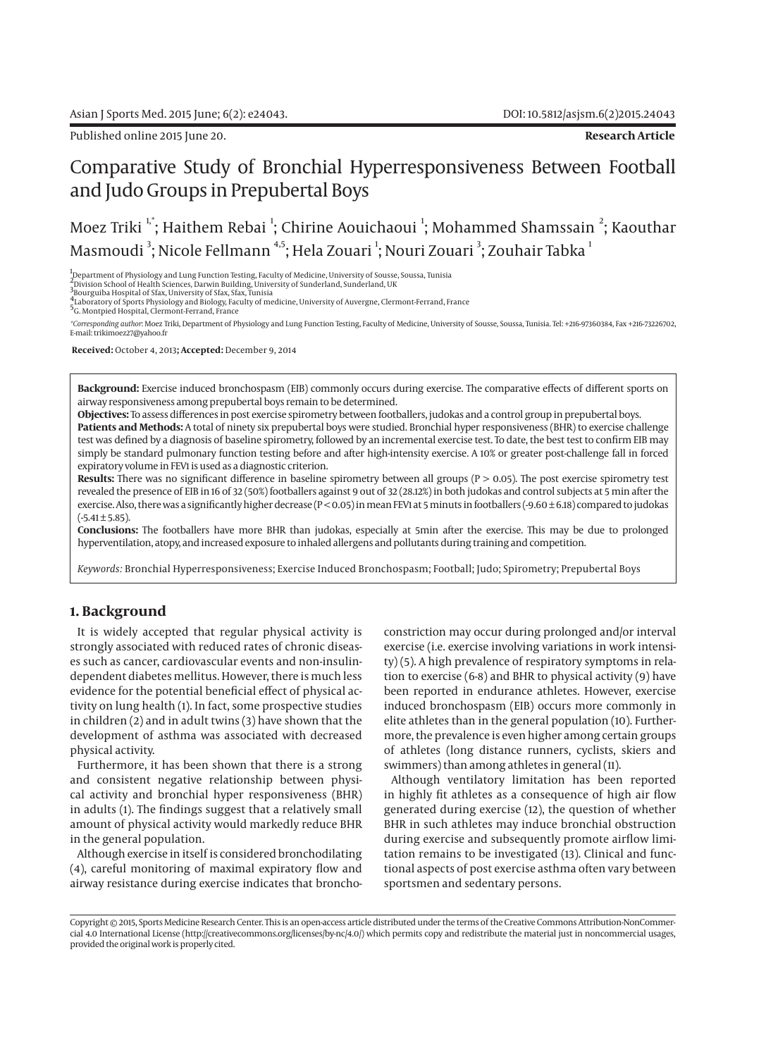# Comparative Study of Bronchial Hyperresponsiveness Between Football and Judo Groups in Prepubertal Boys

Moez Triki [1,*]; Haithem Rebai [1]; Chirine Aouichaoui [1]; Mohammed Shamssain [2]; Kaouthar Masmoudi [3]; Nicole Fellmann [4,5]; Hela Zouari [1]; Nouri Zouari [3]; Zouhair Tabka [1]

[1] Department of Physiology and Lung Function Testing, Faculty of Medicine, University of Sousse, Soussa, Tunisia
[2] Division School of Health Sciences, Darwin Building, University of Sunderland, Sunderland, UK
[3] Bourguiba Hospital of Sfax, University of Sfax, Sfax, Tunisia
[4] Laboratory of Sports Physiology and Biology, Faculty of medicine, University of Auvergne, Clermont-Ferrand, France
[5] G. Montpied Hospital, Clermont-Ferrand, France

*Corresponding author: Moez Triki, Department of Physiology and Lung Function Testing, Faculty of Medicine, University of Sousse, Soussa, Tunisia. Tel: +216-97360384, Fax +216-73226702, E-mail: trikimoez27@yahoo.fr

**Received:** October 4, 2013; **Accepted:** December 9, 2014

**Background:** Exercise induced bronchospasm (EIB) commonly occurs during exercise. The comparative effects of different sports on airway responsiveness among prepubertal boys remain to be determined.

**Objectives:** To assess differences in post exercise spirometry between footballers, judokas and a control group in prepubertal boys.

**Patients and Methods:** A total of ninety six prepubertal boys were studied. Bronchial hyper responsiveness (BHR) to exercise challenge test was defined by a diagnosis of baseline spirometry, followed by an incremental exercise test. To date, the best test to confirm EIB may simply be standard pulmonary function testing before and after high-intensity exercise. A 10% or greater post-challenge fall in forced expiratory volume in FEV1 is used as a diagnostic criterion.

**Results:** There was no significant difference in baseline spirometry between all groups ($P > 0.05$). The post exercise spirometry test revealed the presence of EIB in 16 of 32 (50%) footballers against 9 out of 32 (28.12%) in both judokas and control subjects at 5 min after the exercise. Also, there was a significantly higher decrease ($P < 0.05$) in mean FEV1 at 5 minuts in footballers ($-9.60 \pm 6.18$) compared to judokas ($-5.41 \pm 5.85$).

**Conclusions:** The footballers have more BHR than judokas, especially at 5min after the exercise. This may be due to prolonged hyperventilation, atopy, and increased exposure to inhaled allergens and pollutants during training and competition.

*Keywords:* Bronchial Hyperresponsiveness; Exercise Induced Bronchospasm; Football; Judo; Spirometry; Prepubertal Boys

## 1. Background

It is widely accepted that regular physical activity is strongly associated with reduced rates of chronic diseases such as cancer, cardiovascular events and non-insulin-dependent diabetes mellitus. However, there is much less evidence for the potential beneficial effect of physical activity on lung health (1). In fact, some prospective studies in children (2) and in adult twins (3) have shown that the development of asthma was associated with decreased physical activity.

Furthermore, it has been shown that there is a strong and consistent negative relationship between physical activity and bronchial hyper responsiveness (BHR) in adults (1). The findings suggest that a relatively small amount of physical activity would markedly reduce BHR in the general population.

Although exercise in itself is considered bronchodilating (4), careful monitoring of maximal expiratory flow and airway resistance during exercise indicates that bronchoconstriction may occur during prolonged and/or interval exercise (i.e. exercise involving variations in work intensity) (5). A high prevalence of respiratory symptoms in relation to exercise (6-8) and BHR to physical activity (9) have been reported in endurance athletes. However, exercise induced bronchospasm (EIB) occurs more commonly in elite athletes than in the general population (10). Furthermore, the prevalence is even higher among certain groups of athletes (long distance runners, cyclists, skiers and swimmers) than among athletes in general (11).

Although ventilatory limitation has been reported in highly fit athletes as a consequence of high air flow generated during exercise (12), the question of whether BHR in such athletes may induce bronchial obstruction during exercise and subsequently promote airflow limitation remains to be investigated (13). Clinical and functional aspects of post exercise asthma often vary between sportsmen and sedentary persons.

Copyright © 2015, Sports Medicine Research Center. This is an open-access article distributed under the terms of the Creative Commons Attribution-NonCommercial 4.0 International License (http://creativecommons.org/licenses/by-nc/4.0/) which permits copy and redistribute the material just in noncommercial usages, provided the original work is properly cited.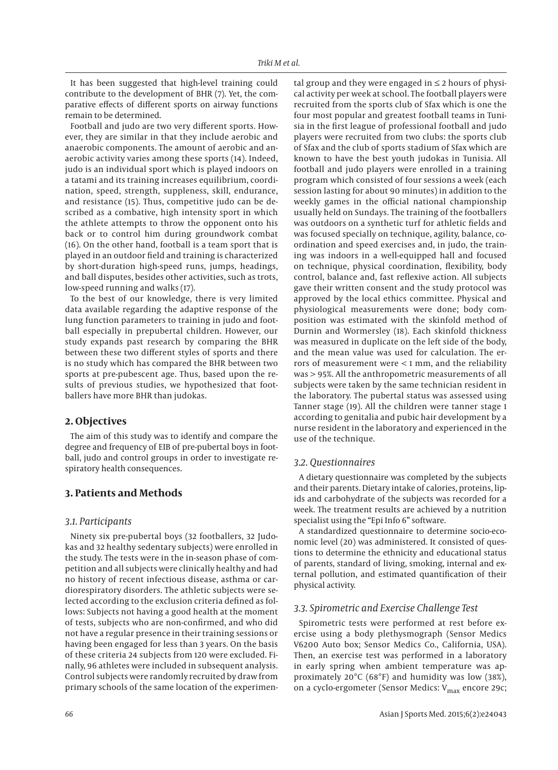It has been suggested that high-level training could contribute to the development of BHR (7). Yet, the comparative effects of different sports on airway functions remain to be determined.

Football and judo are two very different sports. However, they are similar in that they include aerobic and anaerobic components. The amount of aerobic and anaerobic activity varies among these sports (14). Indeed, judo is an individual sport which is played indoors on a tatami and its training increases equilibrium, coordination, speed, strength, suppleness, skill, endurance, and resistance (15). Thus, competitive judo can be described as a combative, high intensity sport in which the athlete attempts to throw the opponent onto his back or to control him during groundwork combat (16). On the other hand, football is a team sport that is played in an outdoor field and training is characterized by short-duration high-speed runs, jumps, headings, and ball disputes, besides other activities, such as trots, low-speed running and walks (17).

To the best of our knowledge, there is very limited data available regarding the adaptive response of the lung function parameters to training in judo and football especially in prepubertal children. However, our study expands past research by comparing the BHR between these two different styles of sports and there is no study which has compared the BHR between two sports at pre-pubescent age. Thus, based upon the results of previous studies, we hypothesized that footballers have more BHR than judokas.

## 2. Objectives

The aim of this study was to identify and compare the degree and frequency of EIB of pre-pubertal boys in football, judo and control groups in order to investigate respiratory health consequences.

## 3. Patients and Methods

### 3.1. Participants

Ninety six pre-pubertal boys (32 footballers, 32 Judokas and 32 healthy sedentary subjects) were enrolled in the study. The tests were in the in-season phase of competition and all subjects were clinically healthy and had no history of recent infectious disease, asthma or cardiorespiratory disorders. The athletic subjects were selected according to the exclusion criteria defined as follows: Subjects not having a good health at the moment of tests, subjects who are non-confirmed, and who did not have a regular presence in their training sessions or having been engaged for less than 3 years. On the basis of these criteria 24 subjects from 120 were excluded. Finally, 96 athletes were included in subsequent analysis. Control subjects were randomly recruited by draw from primary schools of the same location of the experimental group and they were engaged in ≤ 2 hours of physical activity per week at school. The football players were recruited from the sports club of Sfax which is one the four most popular and greatest football teams in Tunisia in the first league of professional football and judo players were recruited from two clubs: the sports club of Sfax and the club of sports stadium of Sfax which are known to have the best youth judokas in Tunisia. All football and judo players were enrolled in a training program which consisted of four sessions a week (each session lasting for about 90 minutes) in addition to the weekly games in the official national championship usually held on Sundays. The training of the footballers was outdoors on a synthetic turf for athletic fields and was focused specially on technique, agility, balance, coordination and speed exercises and, in judo, the training was indoors in a well-equipped hall and focused on technique, physical coordination, flexibility, body control, balance and, fast reflexive action. All subjects gave their written consent and the study protocol was approved by the local ethics committee. Physical and physiological measurements were done; body composition was estimated with the skinfold method of Durnin and Wormersley (18). Each skinfold thickness was measured in duplicate on the left side of the body, and the mean value was used for calculation. The errors of measurement were < 1 mm, and the reliability was > 95%. All the anthropometric measurements of all subjects were taken by the same technician resident in the laboratory. The pubertal status was assessed using Tanner stage (19). All the children were tanner stage 1 according to genitalia and pubic hair development by a nurse resident in the laboratory and experienced in the use of the technique.

### 3.2. Questionnaires

A dietary questionnaire was completed by the subjects and their parents. Dietary intake of calories, proteins, lipids and carbohydrate of the subjects was recorded for a week. The treatment results are achieved by a nutrition specialist using the "Epi Info 6" software.

A standardized questionnaire to determine socio-economic level (20) was administered. It consisted of questions to determine the ethnicity and educational status of parents, standard of living, smoking, internal and external pollution, and estimated quantification of their physical activity.

### 3.3. Spirometric and Exercise Challenge Test

Spirometric tests were performed at rest before exercise using a body plethysmograph (Sensor Medics V6200 Auto box; Sensor Medics Co., California, USA). Then, an exercise test was performed in a laboratory in early spring when ambient temperature was approximately 20°C (68°F) and humidity was low (38%), on a cyclo-ergometer (Sensor Medics: $V_{max}$ encore 29c;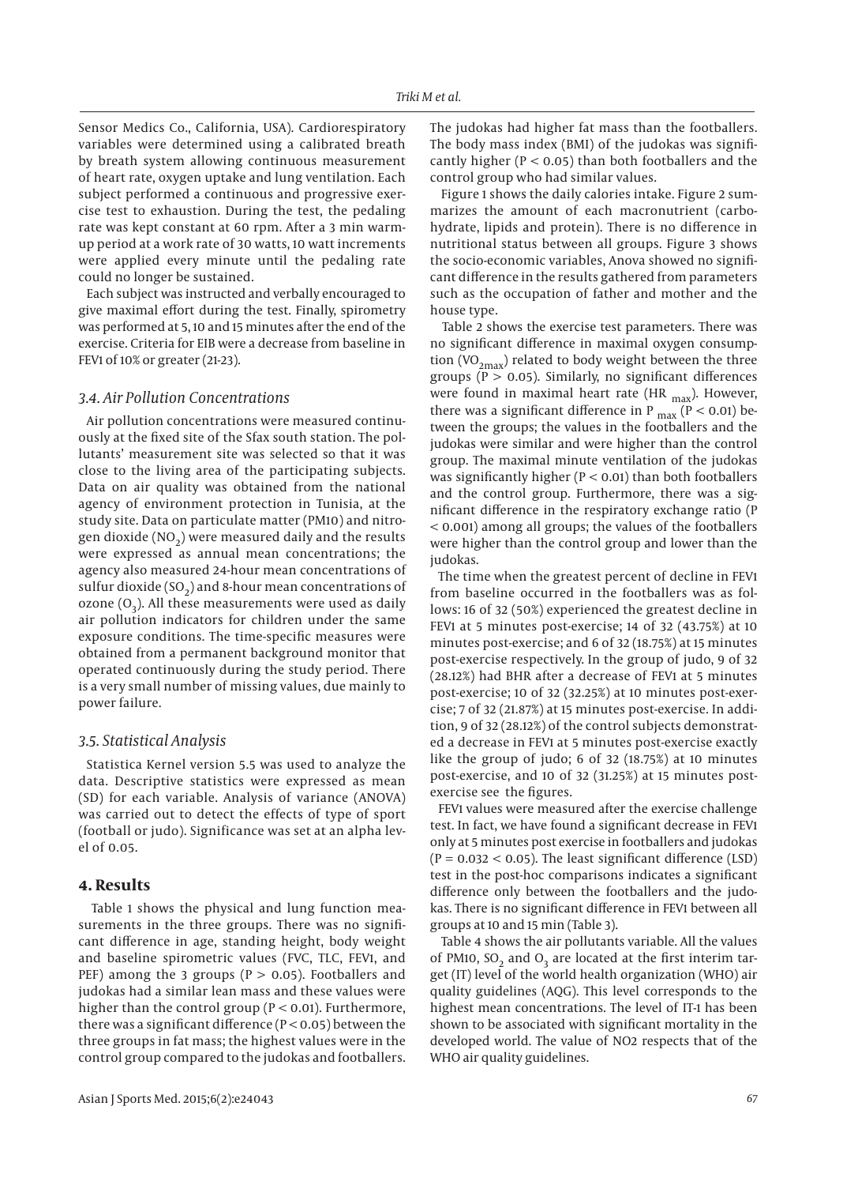Sensor Medics Co., California, USA). Cardiorespiratory variables were determined using a calibrated breath by breath system allowing continuous measurement of heart rate, oxygen uptake and lung ventilation. Each subject performed a continuous and progressive exercise test to exhaustion. During the test, the pedaling rate was kept constant at 60 rpm. After a 3 min warm-up period at a work rate of 30 watts, 10 watt increments were applied every minute until the pedaling rate could no longer be sustained.

Each subject was instructed and verbally encouraged to give maximal effort during the test. Finally, spirometry was performed at 5, 10 and 15 minutes after the end of the exercise. Criteria for EIB were a decrease from baseline in FEV1 of 10% or greater (21-23).

### 3.4. Air Pollution Concentrations

Air pollution concentrations were measured continuously at the fixed site of the Sfax south station. The pollutants' measurement site was selected so that it was close to the living area of the participating subjects. Data on air quality was obtained from the national agency of environment protection in Tunisia, at the study site. Data on particulate matter (PM10) and nitrogen dioxide ($NO_2$) were measured daily and the results were expressed as annual mean concentrations; the agency also measured 24-hour mean concentrations of sulfur dioxide ($SO_2$) and 8-hour mean concentrations of ozone ($O_3$). All these measurements were used as daily air pollution indicators for children under the same exposure conditions. The time-specific measures were obtained from a permanent background monitor that operated continuously during the study period. There is a very small number of missing values, due mainly to power failure.

### 3.5. Statistical Analysis

Statistica Kernel version 5.5 was used to analyze the data. Descriptive statistics were expressed as mean (SD) for each variable. Analysis of variance (ANOVA) was carried out to detect the effects of type of sport (football or judo). Significance was set at an alpha level of 0.05.

## 4. Results

Table 1 shows the physical and lung function measurements in the three groups. There was no significant difference in age, standing height, body weight and baseline spirometric values (FVC, TLC, FEV1, and PEF) among the 3 groups ($P > 0.05$). Footballers and judokas had a similar lean mass and these values were higher than the control group ($P < 0.01$). Furthermore, there was a significant difference ($P < 0.05$) between the three groups in fat mass; the highest values were in the control group compared to the judokas and footballers. The judokas had higher fat mass than the footballers. The body mass index (BMI) of the judokas was significantly higher ($P < 0.05$) than both footballers and the control group who had similar values.

Figure 1 shows the daily calories intake. Figure 2 summarizes the amount of each macronutrient (carbohydrate, lipids and protein). There is no difference in nutritional status between all groups. Figure 3 shows the socio-economic variables, Anova showed no significant difference in the results gathered from parameters such as the occupation of father and mother and the house type.

Table 2 shows the exercise test parameters. There was no significant difference in maximal oxygen consumption ($VO_{2max}$) related to body weight between the three groups ($P > 0.05$). Similarly, no significant differences were found in maximal heart rate ($HR_{max}$). However, there was a significant difference in $P_{max}$ ($P < 0.01$) between the groups; the values in the footballers and the judokas were similar and were higher than the control group. The maximal minute ventilation of the judokas was significantly higher ($P < 0.01$) than both footballers and the control group. Furthermore, there was a significant difference in the respiratory exchange ratio ($P < 0.001$) among all groups; the values of the footballers were higher than the control group and lower than the judokas.

The time when the greatest percent of decline in FEV1 from baseline occurred in the footballers was as follows: 16 of 32 (50%) experienced the greatest decline in FEV1 at 5 minutes post-exercise; 14 of 32 (43.75%) at 10 minutes post-exercise; and 6 of 32 (18.75%) at 15 minutes post-exercise respectively. In the group of judo, 9 of 32 (28.12%) had BHR after a decrease of FEV1 at 5 minutes post-exercise; 10 of 32 (32.25%) at 10 minutes post-exercise; 7 of 32 (21.87%) at 15 minutes post-exercise. In addition, 9 of 32 (28.12%) of the control subjects demonstrated a decrease in FEV1 at 5 minutes post-exercise exactly like the group of judo; 6 of 32 (18.75%) at 10 minutes post-exercise, and 10 of 32 (31.25%) at 15 minutes post-exercise see the figures.

FEV1 values were measured after the exercise challenge test. In fact, we have found a significant decrease in FEV1 only at 5 minutes post exercise in footballers and judokas ($P = 0.032 < 0.05$). The least significant difference (LSD) test in the post-hoc comparisons indicates a significant difference only between the footballers and the judokas. There is no significant difference in FEV1 between all groups at 10 and 15 min (Table 3).

Table 4 shows the air pollutants variable. All the values of PM10, $SO_2$ and $O_3$ are located at the first interim target (IT) level of the world health organization (WHO) air quality guidelines (AQG). This level corresponds to the highest mean concentrations. The level of IT-1 has been shown to be associated with significant mortality in the developed world. The value of NO2 respects that of the WHO air quality guidelines.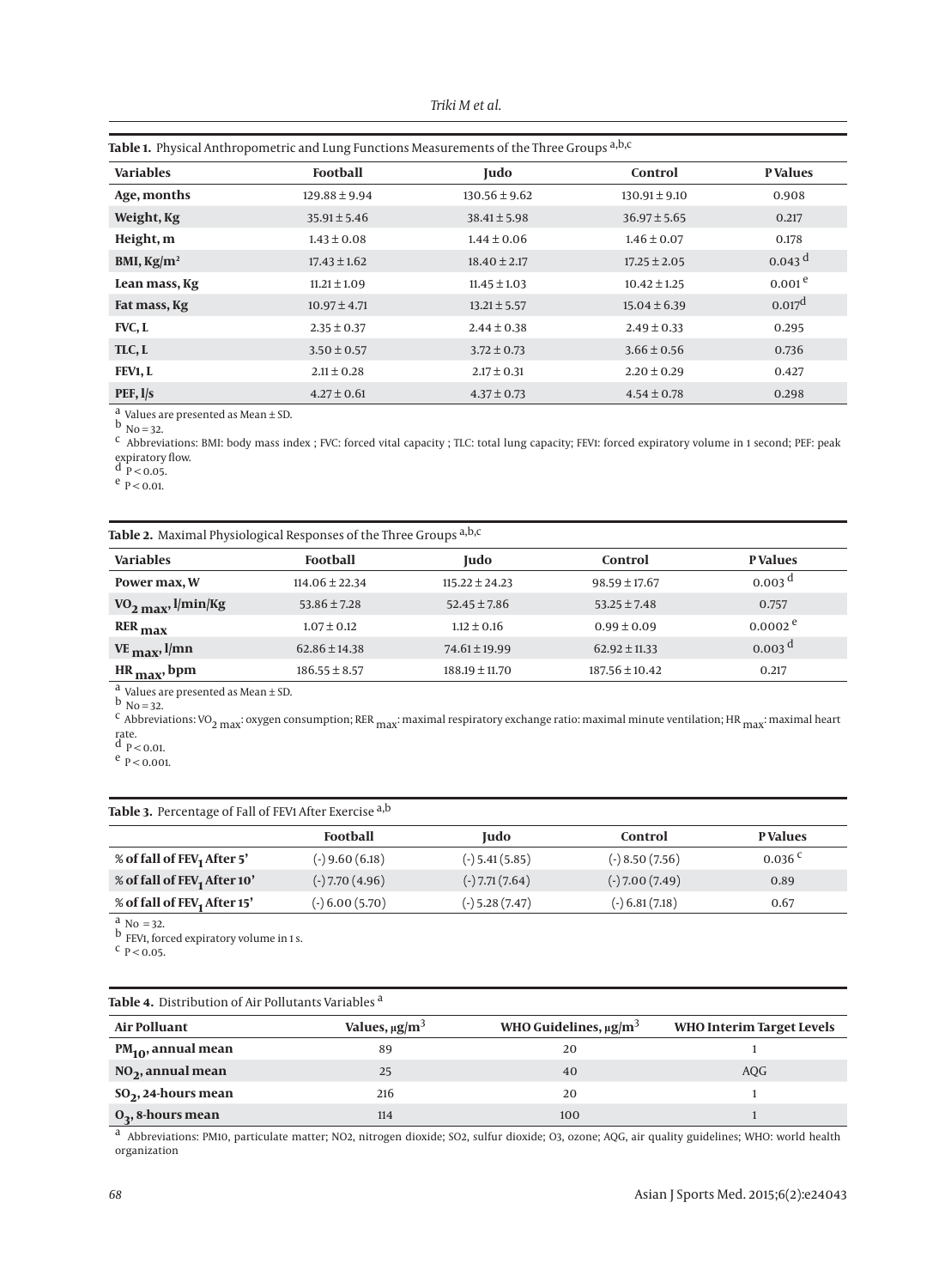**Table 1.** Physical Anthropometric and Lung Functions Measurements of the Three Groups [a,b,c]

| Variables | Football | Judo | Control | P Values |
|---|---|---|---|---|
| Age, months | 129.88 ± 9.94 | 130.56 ± 9.62 | 130.91 ± 9.10 | 0.908 |
| Weight, Kg | 35.91 ± 5.46 | 38.41 ± 5.98 | 36.97 ± 5.65 | 0.217 |
| Height, m | 1.43 ± 0.08 | 1.44 ± 0.06 | 1.46 ± 0.07 | 0.178 |
| BMI, Kg/m² | 17.43 ± 1.62 | 18.40 ± 2.17 | 17.25 ± 2.05 | 0.043 [d] |
| Lean mass, Kg | 11.21 ± 1.09 | 11.45 ± 1.03 | 10.42 ± 1.25 | 0.001 [e] |
| Fat mass, Kg | 10.97 ± 4.71 | 13.21 ± 5.57 | 15.04 ± 6.39 | 0.017 [d] |
| FVC, L | 2.35 ± 0.37 | 2.44 ± 0.38 | 2.49 ± 0.33 | 0.295 |
| TLC, L | 3.50 ± 0.57 | 3.72 ± 0.73 | 3.66 ± 0.56 | 0.736 |
| FEV1, L | 2.11 ± 0.28 | 2.17 ± 0.31 | 2.20 ± 0.29 | 0.427 |
| PEF, l/s | 4.27 ± 0.61 | 4.37 ± 0.73 | 4.54 ± 0.78 | 0.298 |

[a] Values are presented as Mean ± SD.
[b] No = 32.
[c] Abbreviations: BMI: body mass index ; FVC: forced vital capacity ; TLC: total lung capacity; FEV1: forced expiratory volume in 1 second; PEF: peak expiratory flow.
[d] $P < 0.05$.
[e] $P < 0.01$.

**Table 2.** Maximal Physiological Responses of the Three Groups [a,b,c]

| Variables | Football | Judo | Control | P Values |
|---|---|---|---|---|
| Power max, W | 114.06 ± 22.34 | 115.22 ± 24.23 | 98.59 ± 17.67 | 0.003 [d] |
| $VO_{2\ max}$, l/min/Kg | 53.86 ± 7.28 | 52.45 ± 7.86 | 53.25 ± 7.48 | 0.757 |
| $RER_{max}$ | 1.07 ± 0.12 | 1.12 ± 0.16 | 0.99 ± 0.09 | 0.0002 [e] |
| $VE_{max}$, l/mn | 62.86 ± 14.38 | 74.61 ± 19.99 | 62.92 ± 11.33 | 0.003 [d] |
| $HR_{max}$, bpm | 186.55 ± 8.57 | 188.19 ± 11.70 | 187.56 ± 10.42 | 0.217 |

[a] Values are presented as Mean ± SD.
[b] No = 32.
[c] Abbreviations: $VO_{2\ max}$: oxygen consumption; $RER_{max}$: maximal respiratory exchange ratio: maximal minute ventilation; $HR_{max}$: maximal heart rate.
[d] $P < 0.01$.
[e] $P < 0.001$.

**Table 3.** Percentage of Fall of FEV1 After Exercise [a,b]

| | Football | Judo | Control | P Values |
|---|---|---|---|---|
| % of fall of $FEV_1$ After 5' | (-) 9.60 (6.18) | (-) 5.41 (5.85) | (-) 8.50 (7.56) | 0.036 [c] |
| % of fall of $FEV_1$ After 10' | (-) 7.70 (4.96) | (-) 7.71 (7.64) | (-) 7.00 (7.49) | 0.89 |
| % of fall of $FEV_1$ After 15' | (-) 6.00 (5.70) | (-) 5.28 (7.47) | (-) 6.81 (7.18) | 0.67 |

[a] No = 32.
[b] FEV1, forced expiratory volume in 1 s.
[c] $P < 0.05$.

**Table 4.** Distribution of Air Pollutants Variables [a]

| Air Polluant | Values, μg/m³ | WHO Guidelines, μg/m³ | WHO Interim Target Levels |
|---|---|---|---|
| $PM_{10}$, annual mean | 89 | 20 | 1 |
| $NO_2$, annual mean | 25 | 40 | AQG |
| $SO_2$, 24-hours mean | 216 | 20 | 1 |
| $O_3$, 8-hours mean | 114 | 100 | 1 |

[a] Abbreviations: PM10, particulate matter; NO2, nitrogen dioxide; SO2, sulfur dioxide; O3, ozone; AQG, air quality guidelines; WHO: world health organization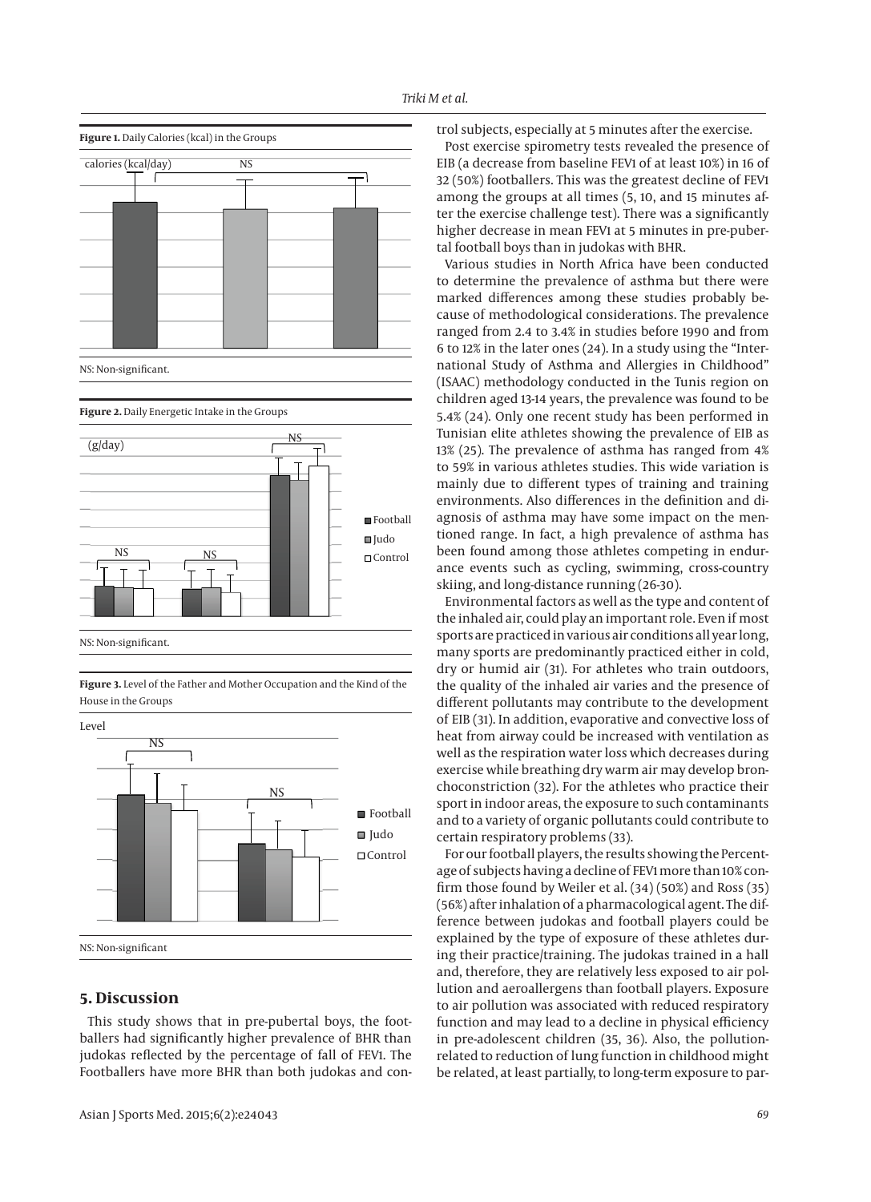**Figure 1.** Daily Calories (kcal) in the Groups

NS: Non-significant.

**Figure 2.** Daily Energetic Intake in the Groups

NS: Non-significant.

**Figure 3.** Level of the Father and Mother Occupation and the Kind of the House in the Groups

NS: Non-significant

## 5. Discussion

This study shows that in pre-pubertal boys, the footballers had significantly higher prevalence of BHR than judokas reflected by the percentage of fall of FEV1. The Footballers have more BHR than both judokas and control subjects, especially at 5 minutes after the exercise.

Post exercise spirometry tests revealed the presence of EIB (a decrease from baseline FEV1 of at least 10%) in 16 of 32 (50%) footballers. This was the greatest decline of FEV1 among the groups at all times (5, 10, and 15 minutes after the exercise challenge test). There was a significantly higher decrease in mean FEV1 at 5 minutes in pre-pubertal football boys than in judokas with BHR.

Various studies in North Africa have been conducted to determine the prevalence of asthma but there were marked differences among these studies probably because of methodological considerations. The prevalence ranged from 2.4 to 3.4% in studies before 1990 and from 6 to 12% in the later ones (24). In a study using the "International Study of Asthma and Allergies in Childhood" (ISAAC) methodology conducted in the Tunis region on children aged 13-14 years, the prevalence was found to be 5.4% (24). Only one recent study has been performed in Tunisian elite athletes showing the prevalence of EIB as 13% (25). The prevalence of asthma has ranged from 4% to 59% in various athletes studies. This wide variation is mainly due to different types of training and training environments. Also differences in the definition and diagnosis of asthma may have some impact on the mentioned range. In fact, a high prevalence of asthma has been found among those athletes competing in endurance events such as cycling, swimming, cross-country skiing, and long-distance running (26-30).

Environmental factors as well as the type and content of the inhaled air, could play an important role. Even if most sports are practiced in various air conditions all year long, many sports are predominantly practiced either in cold, dry or humid air (31). For athletes who train outdoors, the quality of the inhaled air varies and the presence of different pollutants may contribute to the development of EIB (31). In addition, evaporative and convective loss of heat from airway could be increased with ventilation as well as the respiration water loss which decreases during exercise while breathing dry warm air may develop bronchoconstriction (32). For the athletes who practice their sport in indoor areas, the exposure to such contaminants and to a variety of organic pollutants could contribute to certain respiratory problems (33).

For our football players, the results showing the Percentage of subjects having a decline of FEV1 more than 10% confirm those found by Weiler et al. (34) (50%) and Ross (35) (56%) after inhalation of a pharmacological agent. The difference between judokas and football players could be explained by the type of exposure of these athletes during their practice/training. The judokas trained in a hall and, therefore, they are relatively less exposed to air pollution and aeroallergens than football players. Exposure to air pollution was associated with reduced respiratory function and may lead to a decline in physical efficiency in pre-adolescent children (35, 36). Also, the pollution-related to reduction of lung function in childhood might be related, at least partially, to long-term exposure to par-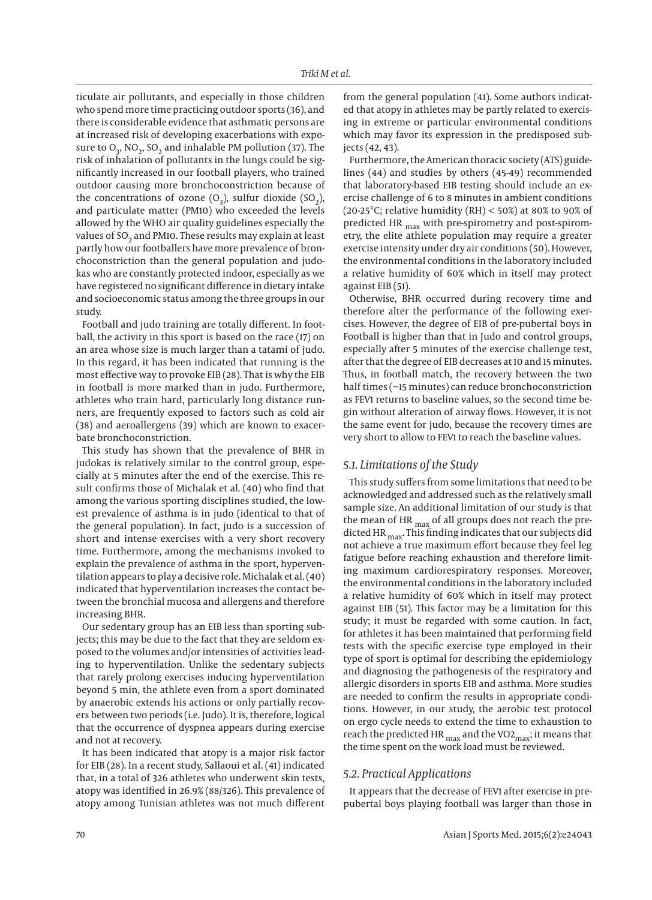ticulate air pollutants, and especially in those children who spend more time practicing outdoor sports (36), and there is considerable evidence that asthmatic persons are at increased risk of developing exacerbations with exposure to $O_3$, $NO_2$, $SO_2$ and inhalable PM pollution (37). The risk of inhalation of pollutants in the lungs could be significantly increased in our football players, who trained outdoor causing more bronchoconstriction because of the concentrations of ozone ($O_3$), sulfur dioxide ($SO_2$), and particulate matter (PM10) who exceeded the levels allowed by the WHO air quality guidelines especially the values of $SO_2$ and PM10. These results may explain at least partly how our footballers have more prevalence of bronchoconstriction than the general population and judokas who are constantly protected indoor, especially as we have registered no significant difference in dietary intake and socioeconomic status among the three groups in our study.

Football and judo training are totally different. In football, the activity in this sport is based on the race (17) on an area whose size is much larger than a tatami of judo. In this regard, it has been indicated that running is the most effective way to provoke EIB (28). That is why the EIB in football is more marked than in judo. Furthermore, athletes who train hard, particularly long distance runners, are frequently exposed to factors such as cold air (38) and aeroallergens (39) which are known to exacerbate bronchoconstriction.

This study has shown that the prevalence of BHR in judokas is relatively similar to the control group, especially at 5 minutes after the end of the exercise. This result confirms those of Michalak et al. (40) who find that among the various sporting disciplines studied, the lowest prevalence of asthma is in judo (identical to that of the general population). In fact, judo is a succession of short and intense exercises with a very short recovery time. Furthermore, among the mechanisms invoked to explain the prevalence of asthma in the sport, hyperventilation appears to play a decisive role. Michalak et al. (40) indicated that hyperventilation increases the contact between the bronchial mucosa and allergens and therefore increasing BHR.

Our sedentary group has an EIB less than sporting subjects; this may be due to the fact that they are seldom exposed to the volumes and/or intensities of activities leading to hyperventilation. Unlike the sedentary subjects that rarely prolong exercises inducing hyperventilation beyond 5 min, the athlete even from a sport dominated by anaerobic extends his actions or only partially recovers between two periods (i.e. Judo). It is, therefore, logical that the occurrence of dyspnea appears during exercise and not at recovery.

It has been indicated that atopy is a major risk factor for EIB (28). In a recent study, Sallaoui et al. (41) indicated that, in a total of 326 athletes who underwent skin tests, atopy was identified in 26.9% (88/326). This prevalence of atopy among Tunisian athletes was not much different from the general population (41). Some authors indicated that atopy in athletes may be partly related to exercising in extreme or particular environmental conditions which may favor its expression in the predisposed subjects (42, 43).

Furthermore, the American thoracic society (ATS) guidelines (44) and studies by others (45-49) recommended that laboratory-based EIB testing should include an exercise challenge of 6 to 8 minutes in ambient conditions (20-25°C; relative humidity (RH) < 50%) at 80% to 90% of predicted $HR_{max}$ with pre-spirometry and post-spirometry, the elite athlete population may require a greater exercise intensity under dry air conditions (50). However, the environmental conditions in the laboratory included a relative humidity of 60% which in itself may protect against EIB (51).

Otherwise, BHR occurred during recovery time and therefore alter the performance of the following exercises. However, the degree of EIB of pre-pubertal boys in Football is higher than that in Judo and control groups, especially after 5 minutes of the exercise challenge test, after that the degree of EIB decreases at 10 and 15 minutes. Thus, in football match, the recovery between the two half times (~15 minutes) can reduce bronchoconstriction as FEV1 returns to baseline values, so the second time begin without alteration of airway flows. However, it is not the same event for judo, because the recovery times are very short to allow to FEV1 to reach the baseline values.

### 5.1. Limitations of the Study

This study suffers from some limitations that need to be acknowledged and addressed such as the relatively small sample size. An additional limitation of our study is that the mean of $HR_{max}$ of all groups does not reach the predicted $HR_{max}$. This finding indicates that our subjects did not achieve a true maximum effort because they feel leg fatigue before reaching exhaustion and therefore limiting maximum cardiorespiratory responses. Moreover, the environmental conditions in the laboratory included a relative humidity of 60% which in itself may protect against EIB (51). This factor may be a limitation for this study; it must be regarded with some caution. In fact, for athletes it has been maintained that performing field tests with the specific exercise type employed in their type of sport is optimal for describing the epidemiology and diagnosing the pathogenesis of the respiratory and allergic disorders in sports EIB and asthma. More studies are needed to confirm the results in appropriate conditions. However, in our study, the aerobic test protocol on ergo cycle needs to extend the time to exhaustion to reach the predicted $HR_{max}$ and the $VO2_{max}$; it means that the time spent on the work load must be reviewed.

### 5.2. Practical Applications

It appears that the decrease of FEV1 after exercise in prepubertal boys playing football was larger than those in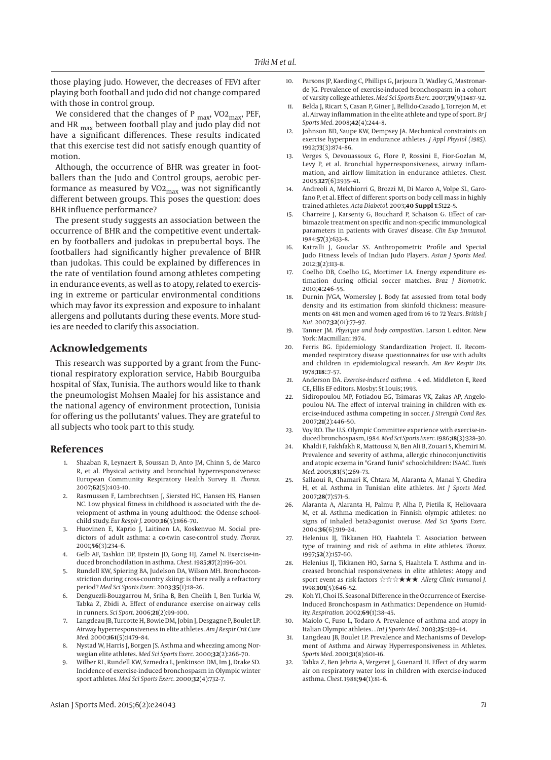those playing judo. However, the decreases of FEV1 after playing both football and judo did not change compared with those in control group.

We considered that the changes of $P_{max}$, $VO2_{max}$, PEF, and $HR_{max}$ between football play and judo play did not have a significant differences. These results indicated that this exercise test did not satisfy enough quantity of motion.

Although, the occurrence of BHR was greater in footballers than the Judo and Control groups, aerobic performance as measured by $VO2_{max}$ was not significantly different between groups. This poses the question: does BHR influence performance?

The present study suggests an association between the occurrence of BHR and the competitive event undertaken by footballers and judokas in prepubertal boys. The footballers had significantly higher prevalence of BHR than judokas. This could be explained by differences in the rate of ventilation found among athletes competing in endurance events, as well as to atopy, related to exercising in extreme or particular environmental conditions which may favor its expression and exposure to inhalant allergens and pollutants during these events. More studies are needed to clarify this association.

## Acknowledgements

This research was supported by a grant from the Functional respiratory exploration service, Habib Bourguiba hospital of Sfax, Tunisia. The authors would like to thank the pneumologist Mohsen Maalej for his assistance and the national agency of environment protection, Tunisia for offering us the pollutants' values. They are grateful to all subjects who took part to this study.

## References

1. Shaaban R, Leynaert B, Soussan D, Anto JM, Chinn S, de Marco R, et al. Physical activity and bronchial hyperresponsiveness: European Community Respiratory Health Survey II. *Thorax.* 2007;**62**(5):403–10.
2. Rasmussen F, Lambrechtsen J, Siersted HC, Hansen HS, Hansen NC. Low physical fitness in childhood is associated with the development of asthma in young adulthood: the Odense schoolchild study. *Eur Respir J.* 2000;**16**(5):866–70.
3. Huovinen E, Kaprio J, Laitinen LA, Koskenvuo M. Social predictors of adult asthma: a co-twin case-control study. *Thorax.* 2001;**56**(3):234–6.
4. Gelb AF, Tashkin DP, Epstein JD, Gong HJ, Zamel N. Exercise-induced bronchodilation in asthma. *Chest.* 1985;**87**(2):196–201.
5. Rundell KW, Spiering BA, Judelson DA, Wilson MH. Bronchoconstriction during cross-country skiing: is there really a refractory period? *Med Sci Sports Exerc.* 2003;**35**(1):18–26.
6. Denguezli-Bouzgarrou M, Sriha B, Ben Cheikh I, Ben Turkia W, Tabka Z, Zbidi A. Effect of endurance exercise on airway cells in runners. *Sci Sport.* 2006;**21**(2):99–100.
7. Langdeau JB, Turcotte H, Bowie DM, Jobin J, Desgagne P, Boulet LP. Airway hyperresponsiveness in elite athletes. *Am J Respir Crit Care Med.* 2000;**161**(5):1479–84.
8. Nystad W, Harris J, Borgen JS. Asthma and wheezing among Norwegian elite athletes. *Med Sci Sports Exerc.* 2000;**32**(2):266–70.
9. Wilber RL, Rundell KW, Szmedra L, Jenkinson DM, Im J, Drake SD. Incidence of exercise-induced bronchospasm in Olympic winter sport athletes. *Med Sci Sports Exerc.* 2000;**32**(4):732–7.
10. Parsons JP, Kaeding C, Phillips G, Jarjoura D, Wadley G, Mastronarde JG. Prevalence of exercise-induced bronchospasm in a cohort of varsity college athletes. *Med Sci Sports Exerc.* 2007;**39**(9):1487–92.
11. Belda J, Ricart S, Casan P, Giner J, Bellido-Casado J, Torrejon M, et al. Airway inflammation in the elite athlete and type of sport. *Br J Sports Med.* 2008;**42**(4):244–8.
12. Johnson BD, Saupe KW, Dempsey JA. Mechanical constraints on exercise hyperpnea in endurance athletes. *J Appl Physiol (1985).* 1992;**73**(3):874–86.
13. Verges S, Devouassoux G, Flore P, Rossini E, Fior-Gozlan M, Levy P, et al. Bronchial hyperresponsiveness, airway inflammation, and airflow limitation in endurance athletes. *Chest.* 2005;**127**(6):1935–41.
14. Andreoli A, Melchiorri G, Brozzi M, Di Marco A, Volpe SL, Garofano P, et al. Effect of different sports on body cell mass in highly trained athletes. *Acta Diabetol.* 2003;**40 Suppl 1**:S122–5.
15. Charreire J, Karsenty G, Bouchard P, Schaison G. Effect of carbimazole treatment on specific and non-specific immunological parameters in patients with Graves' disease. *Clin Exp Immunol.* 1984;**57**(3):633–8.
16. Katralli J, Goudar SS. Anthropometric Profile and Special Judo Fitness levels of Indian Judo Players. *Asian J Sports Med.* 2012;**3**(2):113–8.
17. Coelho DB, Coelho LG, Mortimer LA. Energy expenditure estimation during official soccer matches. *Braz J Biomotric.* 2010;**4**:246–55.
18. Durnin JVGA, Womersley J. Body fat assessed from total body density and its estimation from skinfold thickness: measurements on 481 men and women aged from 16 to 72 Years. *British J Nut.* 2007;**32**(01):77–97.
19. Tanner JM. *Physique and body composition.* Larson L editor. New York: Macmillan; 1974.
20. Ferris BG. Epidemiology Standardization Project. II. Recommended respiratory disease questionnaires for use with adults and children in epidemiological research. *Am Rev Respir Dis.* 1978;**118**::7–57.
21. Anderson DA. *Exercise-induced asthma.* . 4 ed. Middleton E, Reed CE, Ellis EF editors. Mosby: St Louis; 1993.
22. Sidiropoulou MP, Fotiadou EG, Tsimaras VK, Zakas AP, Angelopoulou NA. The effect of interval training in children with exercise-induced asthma competing in soccer. *J Strength Cond Res.* 2007;**21**(2):446–50.
23. Voy RO. The U.S. Olympic Committee experience with exercise-induced bronchospasm, 1984. *Med Sci Sports Exerc.* 1986;**18**(3):328–30.
24. Khaldi F, Fakhfakh R, Mattoussi N, Ben Ali B, Zouari S, Khemiri M. Prevalence and severity of asthma, allergic rhinoconjunctivitis and atopic eczema in "Grand Tunis" schoolchildren: ISAAC. *Tunis Med.* 2005;**83**(5):269–73.
25. Sallaoui R, Chamari K, Chtara M, Alaranta A, Manai Y, Ghedira H, et al. Asthma in Tunisian elite athletes. *Int J Sports Med.* 2007;**28**(7):571–5.
26. Alaranta A, Alaranta H, Palmu P, Alha P, Pietila K, Heliovaara M, et al. Asthma medication in Finnish olympic athletes: no signs of inhaled beta2-agonist overuse. *Med Sci Sports Exerc.* 2004;**36**(6):919–24.
27. Helenius IJ, Tikkanen HO, Haahtela T. Association between type of training and risk of asthma in elite athletes. *Thorax.* 1997;**52**(2):157–60.
28. Helenius IJ, Tikkanen HO, Sarna S, Haahtela T. Asthma and increased bronchial responsiveness in elite athletes: Atopy and sport event as risk factors ☆☆☆★★★. *Allerg Clinic immunol J.* 1998;**101**(5):646–52.
29. Koh YI, Choi IS. Seasonal Difference in the Occurrence of Exercise-Induced Bronchospasm in Asthmatics: Dependence on Humidity. *Respiration.* 2002;**69**(1):38–45.
30. Maiolo C, Fuso L, Todaro A. Prevalence of asthma and atopy in Italian Olympic athletes. . *Int J Sports Med.* 2003;**25**::139–44.
31. Langdeau JB, Boulet LP. Prevalence and Mechanisms of Development of Asthma and Airway Hyperresponsiveness in Athletes. *Sports Med.* 2001;**31**(8):601–16.
32. Tabka Z, Ben Jebria A, Vergeret J, Guenard H. Effect of dry warm air on respiratory water loss in children with exercise-induced asthma. *Chest.* 1988;**94**(1):81–6.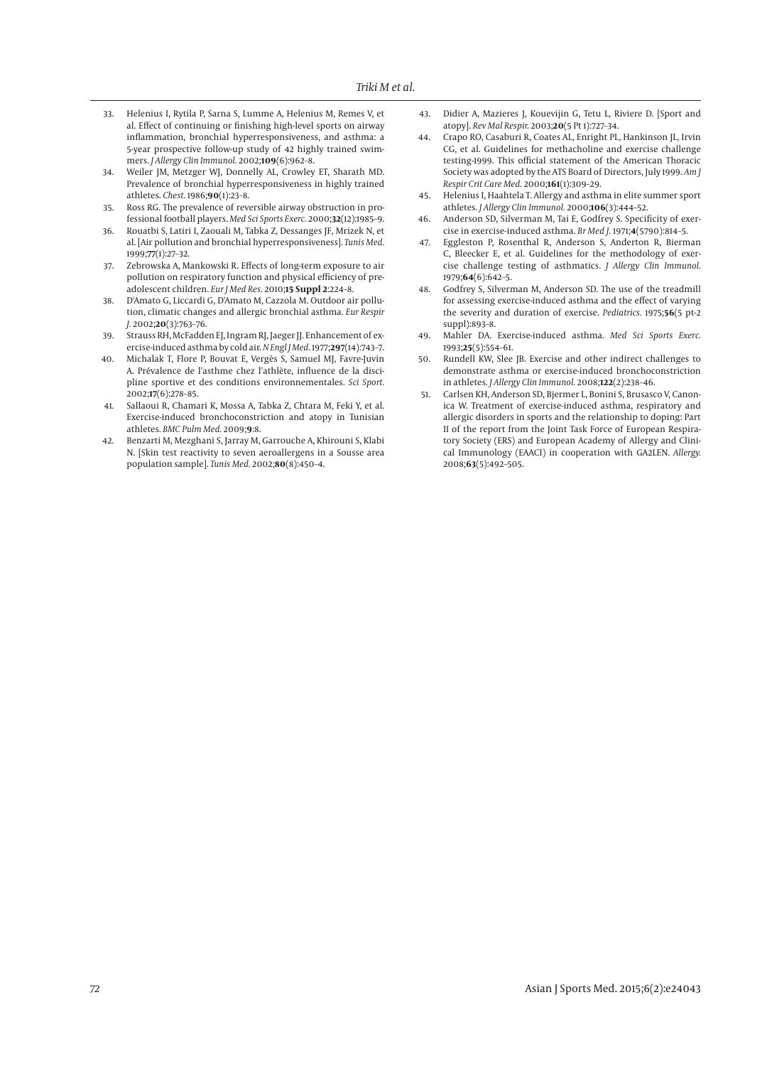33. Helenius I, Rytila P, Sarna S, Lumme A, Helenius M, Remes V, et al. Effect of continuing or finishing high-level sports on airway inflammation, bronchial hyperresponsiveness, and asthma: a 5-year prospective follow-up study of 42 highly trained swimmers. *J Allergy Clin Immunol.* 2002;**109**(6):962–8.
34. Weiler JM, Metzger WJ, Donnelly AL, Crowley ET, Sharath MD. Prevalence of bronchial hyperresponsiveness in highly trained athletes. *Chest.* 1986;**90**(1):23–8.
35. Ross RG. The prevalence of reversible airway obstruction in professional football players. *Med Sci Sports Exerc.* 2000;**32**(12):1985–9.
36. Rouatbi S, Latiri I, Zaouali M, Tabka Z, Dessanges JF, Mrizek N, et al. [Air pollution and bronchial hyperresponsiveness]. *Tunis Med.* 1999;**77**(1):27–32.
37. Zebrowska A, Mankowski R. Effects of long-term exposure to air pollution on respiratory function and physical efficiency of preadolescent children. *Eur J Med Res.* 2010;**15 Suppl 2**:224–8.
38. D'Amato G, Liccardi G, D'Amato M, Cazzola M. Outdoor air pollution, climatic changes and allergic bronchial asthma. *Eur Respir J.* 2002;**20**(3):763–76.
39. Strauss RH, McFadden EJ, Ingram RJ, Jaeger JJ. Enhancement of exercise-induced asthma by cold air. *N Engl J Med.* 1977;**297**(14):743–7.
40. Michalak T, Flore P, Bouvat E, Vergès S, Samuel MJ, Favre-Juvin A. Prévalence de l'asthme chez l'athlète, influence de la discipline sportive et des conditions environnementales. *Sci Sport.* 2002;**17**(6):278–85.
41. Sallaoui R, Chamari K, Mossa A, Tabka Z, Chtara M, Feki Y, et al. Exercise-induced bronchoconstriction and atopy in Tunisian athletes. *BMC Pulm Med.* 2009;**9**:8.
42. Benzarti M, Mezghani S, Jarray M, Garrouche A, Khirouni S, Klabi N. [Skin test reactivity to seven aeroallergens in a Sousse area population sample]. *Tunis Med.* 2002;**80**(8):450–4.
43. Didier A, Mazieres J, Kouevijin G, Tetu L, Riviere D. [Sport and atopy]. *Rev Mal Respir.* 2003;**20**(5 Pt 1):727–34.
44. Crapo RO, Casaburi R, Coates AL, Enright PL, Hankinson JL, Irvin CG, et al. Guidelines for methacholine and exercise challenge testing-1999. This official statement of the American Thoracic Society was adopted by the ATS Board of Directors, July 1999. *Am J Respir Crit Care Med.* 2000;**161**(1):309–29.
45. Helenius I, Haahtela T. Allergy and asthma in elite summer sport athletes. *J Allergy Clin Immunol.* 2000;**106**(3):444–52.
46. Anderson SD, Silverman M, Tai E, Godfrey S. Specificity of exercise in exercise-induced asthma. *Br Med J.* 1971;**4**(5790):814–5.
47. Eggleston P, Rosenthal R, Anderson S, Anderton R, Bierman C, Bleecker E, et al. Guidelines for the methodology of exercise challenge testing of asthmatics. *J Allergy Clin Immunol.* 1979;**64**(6):642–5.
48. Godfrey S, Silverman M, Anderson SD. The use of the treadmill for assessing exercise-induced asthma and the effect of varying the severity and duration of exercise. *Pediatrics.* 1975;**56**(5 pt-2 suppl):893–8.
49. Mahler DA. Exercise-induced asthma. *Med Sci Sports Exerc.* 1993;**25**(5):554–61.
50. Rundell KW, Slee JB. Exercise and other indirect challenges to demonstrate asthma or exercise-induced bronchoconstriction in athletes. *J Allergy Clin Immunol.* 2008;**122**(2):238–46.
51. Carlsen KH, Anderson SD, Bjermer L, Bonini S, Brusasco V, Canonica W. Treatment of exercise-induced asthma, respiratory and allergic disorders in sports and the relationship to doping: Part II of the report from the Joint Task Force of European Respiratory Society (ERS) and European Academy of Allergy and Clinical Immunology (EAACI) in cooperation with GA2LEN. *Allergy.* 2008;**63**(5):492–505.